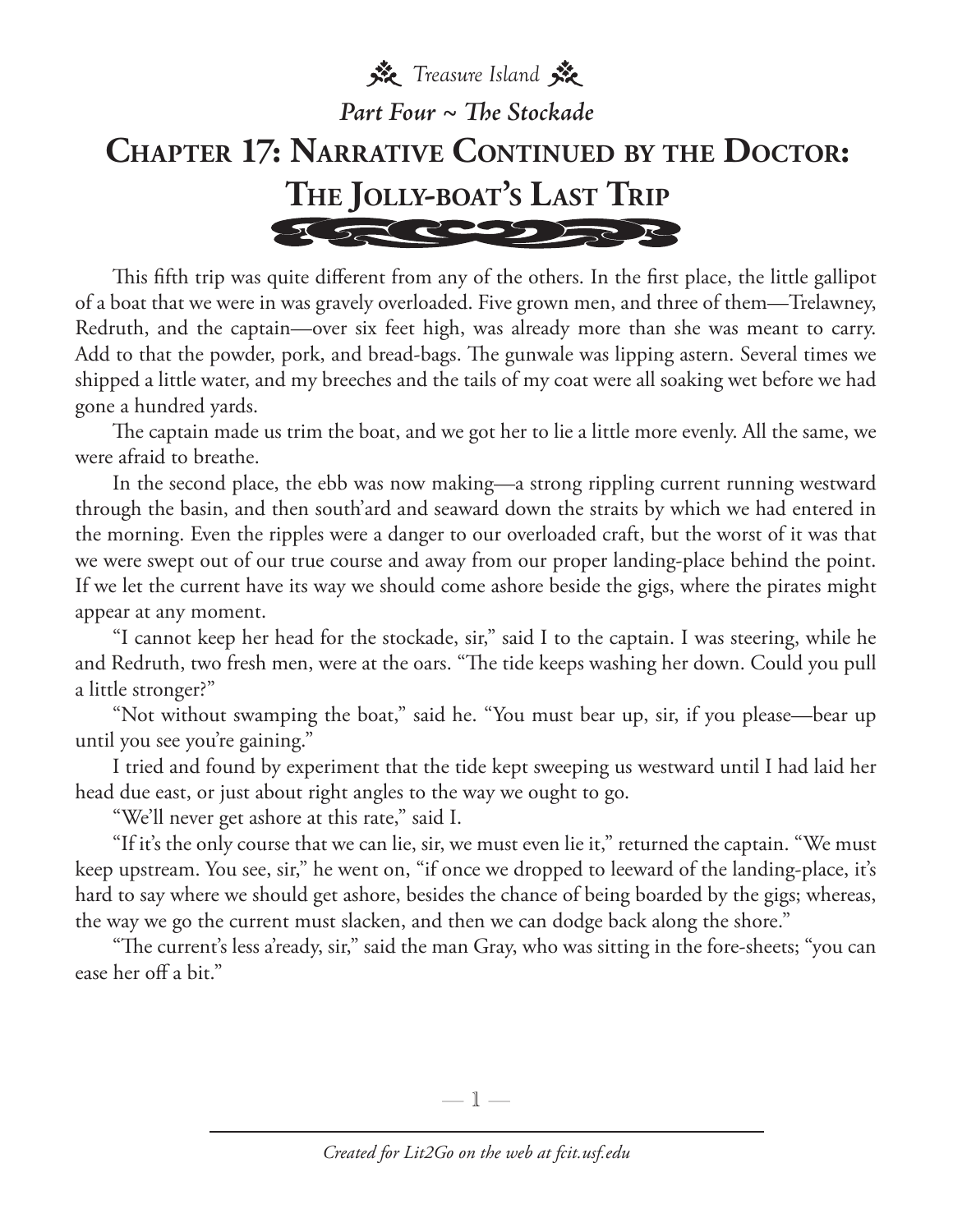*Part Four ~ The Stockade*

# Chapter 17: Narrative Continued by the Doctor: The Jolly-boat's Last Trip

This fifth trip was quite different from any of the others. In the first place, the little gallipot of a boat that we were in was gravely overloaded. Five grown men, and three of them—Trelawney, Redruth, and the captain—over six feet high, was already more than she was meant to carry. Add to that the powder, pork, and bread-bags. The gunwale was lipping astern. Several times we shipped a little water, and my breeches and the tails of my coat were all soaking wet before we had gone a hundred yards.

The captain made us trim the boat, and we got her to lie a little more evenly. All the same, we were afraid to breathe.

In the second place, the ebb was now making—a strong rippling current running westward through the basin, and then south'ard and seaward down the straits by which we had entered in the morning. Even the ripples were a danger to our overloaded craft, but the worst of it was that we were swept out of our true course and away from our proper landing-place behind the point. If we let the current have its way we should come ashore beside the gigs, where the pirates might appear at any moment.

"I cannot keep her head for the stockade, sir," said I to the captain. I was steering, while he and Redruth, two fresh men, were at the oars. "The tide keeps washing her down. Could you pull a little stronger?"

"Not without swamping the boat," said he. "You must bear up, sir, if you please—bear up until you see you're gaining."

I tried and found by experiment that the tide kept sweeping us westward until I had laid her head due east, or just about right angles to the way we ought to go.

"We'll never get ashore at this rate," said I.

"If it's the only course that we can lie, sir, we must even lie it," returned the captain. "We must keep upstream. You see, sir," he went on, "if once we dropped to leeward of the landing-place, it's hard to say where we should get ashore, besides the chance of being boarded by the gigs; whereas, the way we go the current must slacken, and then we can dodge back along the shore."

"The current's less a'ready, sir," said the man Gray, who was sitting in the fore-sheets; "you can ease her off a bit."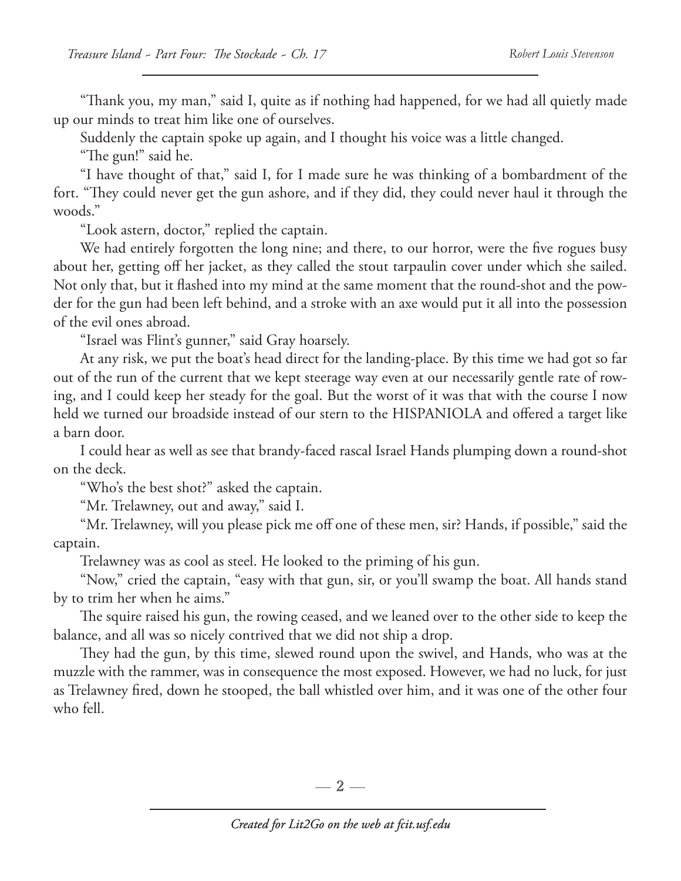"Thank you, my man," said I, quite as if nothing had happened, for we had all quietly made up our minds to treat him like one of ourselves.

Suddenly the captain spoke up again, and I thought his voice was a little changed.

"The gun!" said he.

"I have thought of that," said I, for I made sure he was thinking of a bombardment of the fort. "They could never get the gun ashore, and if they did, they could never haul it through the woods."

"Look astern, doctor," replied the captain.

We had entirely forgotten the long nine; and there, to our horror, were the five rogues busy about her, getting off her jacket, as they called the stout tarpaulin cover under which she sailed. Not only that, but it flashed into my mind at the same moment that the round-shot and the powder for the gun had been left behind, and a stroke with an axe would put it all into the possession of the evil ones abroad.

"Israel was Flint's gunner," said Gray hoarsely.

At any risk, we put the boat's head direct for the landing-place. By this time we had got so far out of the run of the current that we kept steerage way even at our necessarily gentle rate of rowing, and I could keep her steady for the goal. But the worst of it was that with the course I now held we turned our broadside instead of our stern to the HISPANIOLA and offered a target like a barn door.

I could hear as well as see that brandy-faced rascal Israel Hands plumping down a round-shot on the deck.

"Who's the best shot?" asked the captain.

"Mr. Trelawney, out and away," said I.

"Mr. Trelawney, will you please pick me off one of these men, sir? Hands, if possible," said the captain.

Trelawney was as cool as steel. He looked to the priming of his gun.

"Now," cried the captain, "easy with that gun, sir, or you'll swamp the boat. All hands stand by to trim her when he aims."

The squire raised his gun, the rowing ceased, and we leaned over to the other side to keep the balance, and all was so nicely contrived that we did not ship a drop.

They had the gun, by this time, slewed round upon the swivel, and Hands, who was at the muzzle with the rammer, was in consequence the most exposed. However, we had no luck, for just as Trelawney fired, down he stooped, the ball whistled over him, and it was one of the other four who fell.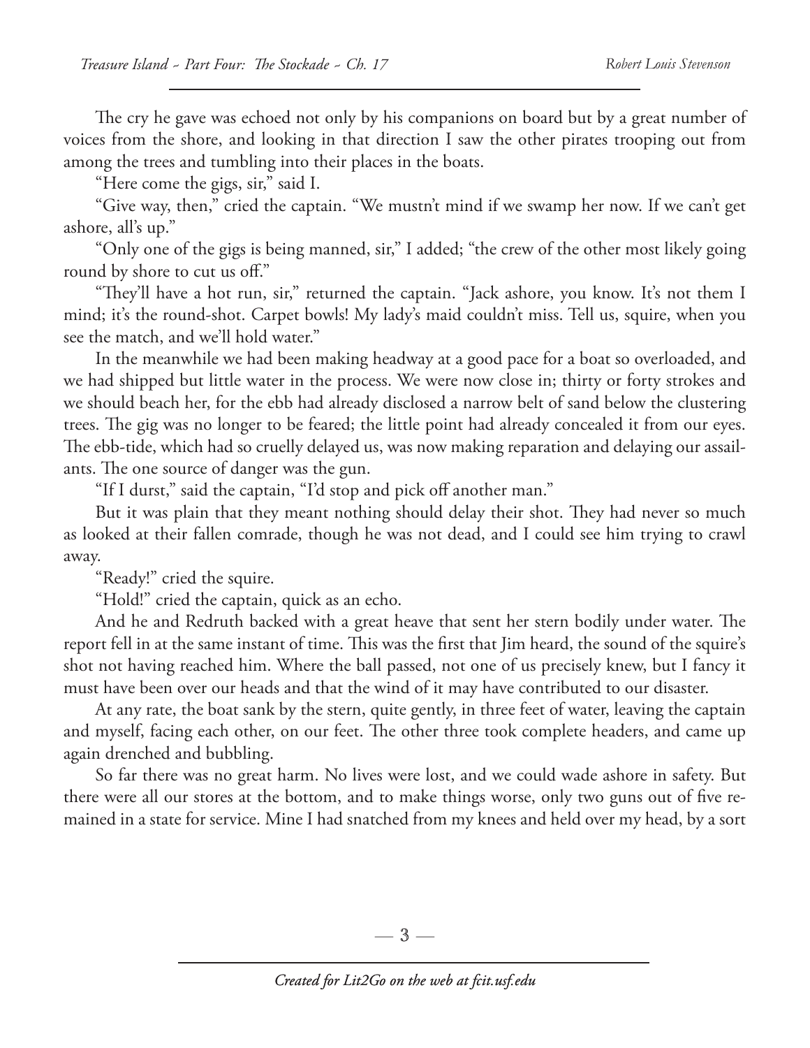The cry he gave was echoed not only by his companions on board but by a great number of voices from the shore, and looking in that direction I saw the other pirates trooping out from among the trees and tumbling into their places in the boats.

"Here come the gigs, sir," said I.

"Give way, then," cried the captain. "We mustn't mind if we swamp her now. If we can't get ashore, all's up."

"Only one of the gigs is being manned, sir," I added; "the crew of the other most likely going round by shore to cut us off."

"They'll have a hot run, sir," returned the captain. "Jack ashore, you know. It's not them I mind; it's the round-shot. Carpet bowls! My lady's maid couldn't miss. Tell us, squire, when you see the match, and we'll hold water."

In the meanwhile we had been making headway at a good pace for a boat so overloaded, and we had shipped but little water in the process. We were now close in; thirty or forty strokes and we should beach her, for the ebb had already disclosed a narrow belt of sand below the clustering trees. The gig was no longer to be feared; the little point had already concealed it from our eyes. The ebb-tide, which had so cruelly delayed us, was now making reparation and delaying our assailants. The one source of danger was the gun.

"If I durst," said the captain, "I'd stop and pick off another man."

But it was plain that they meant nothing should delay their shot. They had never so much as looked at their fallen comrade, though he was not dead, and I could see him trying to crawl away.

"Ready!" cried the squire.

"Hold!" cried the captain, quick as an echo.

And he and Redruth backed with a great heave that sent her stern bodily under water. The report fell in at the same instant of time. This was the first that Jim heard, the sound of the squire's shot not having reached him. Where the ball passed, not one of us precisely knew, but I fancy it must have been over our heads and that the wind of it may have contributed to our disaster.

At any rate, the boat sank by the stern, quite gently, in three feet of water, leaving the captain and myself, facing each other, on our feet. The other three took complete headers, and came up again drenched and bubbling.

So far there was no great harm. No lives were lost, and we could wade ashore in safety. But there were all our stores at the bottom, and to make things worse, only two guns out of five remained in a state for service. Mine I had snatched from my knees and held over my head, by a sort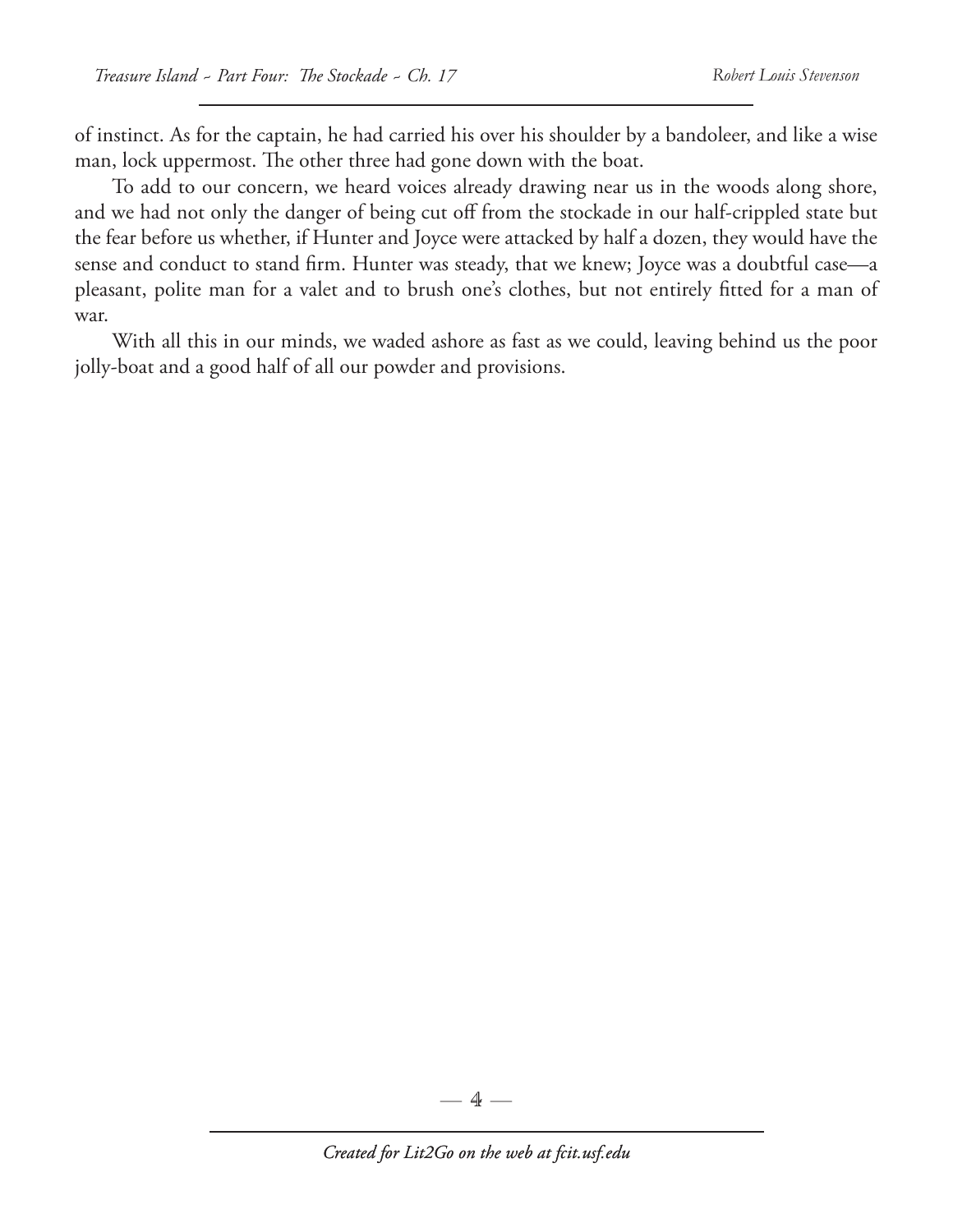of instinct. As for the captain, he had carried his over his shoulder by a bandoleer, and like a wise man, lock uppermost. The other three had gone down with the boat.

To add to our concern, we heard voices already drawing near us in the woods along shore, and we had not only the danger of being cut off from the stockade in our half-crippled state but the fear before us whether, if Hunter and Joyce were attacked by half a dozen, they would have the sense and conduct to stand firm. Hunter was steady, that we knew; Joyce was a doubtful case—a pleasant, polite man for a valet and to brush one's clothes, but not entirely fitted for a man of war.

With all this in our minds, we waded ashore as fast as we could, leaving behind us the poor jolly-boat and a good half of all our powder and provisions.